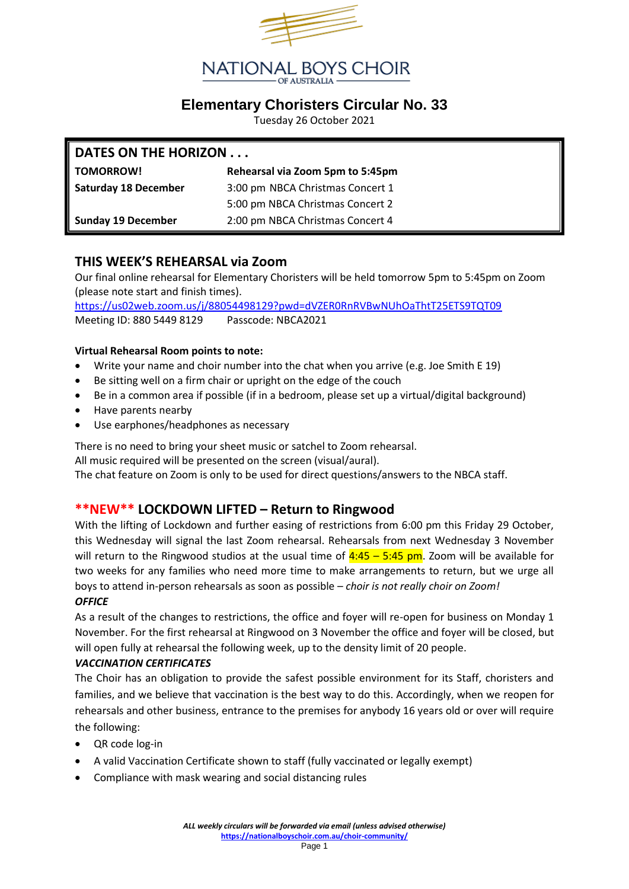NATIONAL BOYS CHOIR OF AUSTRALIA

# Elementary Choristers Circular No. 33

Tuesday 26 October 2021

| DATES ON THE HORIZON . . . | |
|---|---|
| **TOMORROW!** | **Rehearsal via Zoom 5pm to 5:45pm** |
| **Saturday 18 December** | 3:00 pm NBCA Christmas Concert 1 |
| | 5:00 pm NBCA Christmas Concert 2 |
| **Sunday 19 December** | 2:00 pm NBCA Christmas Concert 4 |

## THIS WEEK'S REHEARSAL via Zoom

Our final online rehearsal for Elementary Choristers will be held tomorrow 5pm to 5:45pm on Zoom (please note start and finish times).

https://us02web.zoom.us/j/88054498129?pwd=dVZER0RnRVBwNUhOaThtT25ETS9TQT09

Meeting ID: 880 5449 8129 Passcode: NBCA2021

**Virtual Rehearsal Room points to note:**

- Write your name and choir number into the chat when you arrive (e.g. Joe Smith E 19)
- Be sitting well on a firm chair or upright on the edge of the couch
- Be in a common area if possible (if in a bedroom, please set up a virtual/digital background)
- Have parents nearby
- Use earphones/headphones as necessary

There is no need to bring your sheet music or satchel to Zoom rehearsal.
All music required will be presented on the screen (visual/aural).
The chat feature on Zoom is only to be used for direct questions/answers to the NBCA staff.

## **NEW** LOCKDOWN LIFTED – Return to Ringwood

With the lifting of Lockdown and further easing of restrictions from 6:00 pm this Friday 29 October, this Wednesday will signal the last Zoom rehearsal. Rehearsals from next Wednesday 3 November will return to the Ringwood studios at the usual time of 4:45 – 5:45 pm. Zoom will be available for two weeks for any families who need more time to make arrangements to return, but we urge all boys to attend in-person rehearsals as soon as possible – *choir is not really choir on Zoom!*

***OFFICE***

As a result of the changes to restrictions, the office and foyer will re-open for business on Monday 1 November. For the first rehearsal at Ringwood on 3 November the office and foyer will be closed, but will open fully at rehearsal the following week, up to the density limit of 20 people.

***VACCINATION CERTIFICATES***

The Choir has an obligation to provide the safest possible environment for its Staff, choristers and families, and we believe that vaccination is the best way to do this. Accordingly, when we reopen for rehearsals and other business, entrance to the premises for anybody 16 years old or over will require the following:

- QR code log-in
- A valid Vaccination Certificate shown to staff (fully vaccinated or legally exempt)
- Compliance with mask wearing and social distancing rules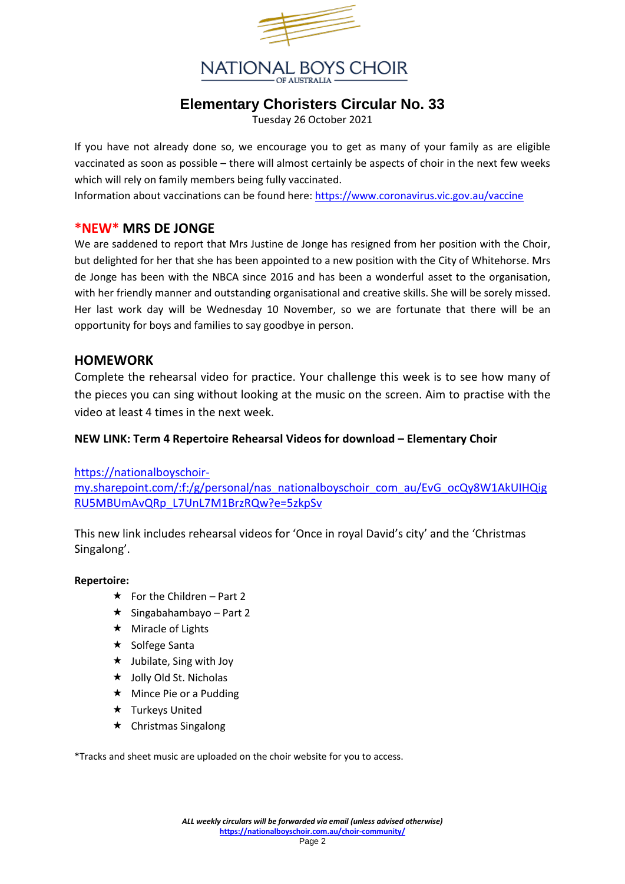NATIONAL BOYS CHOIR

OF AUSTRALIA

# Elementary Choristers Circular No. 33

Tuesday 26 October 2021

If you have not already done so, we encourage you to get as many of your family as are eligible vaccinated as soon as possible – there will almost certainly be aspects of choir in the next few weeks which will rely on family members being fully vaccinated.
Information about vaccinations can be found here: https://www.coronavirus.vic.gov.au/vaccine

## *NEW* MRS DE JONGE

We are saddened to report that Mrs Justine de Jonge has resigned from her position with the Choir, but delighted for her that she has been appointed to a new position with the City of Whitehorse. Mrs de Jonge has been with the NBCA since 2016 and has been a wonderful asset to the organisation, with her friendly manner and outstanding organisational and creative skills. She will be sorely missed. Her last work day will be Wednesday 10 November, so we are fortunate that there will be an opportunity for boys and families to say goodbye in person.

## HOMEWORK

Complete the rehearsal video for practice. Your challenge this week is to see how many of the pieces you can sing without looking at the music on the screen. Aim to practise with the video at least 4 times in the next week.

**NEW LINK: Term 4 Repertoire Rehearsal Videos for download – Elementary Choir**

https://nationalboyschoir-my.sharepoint.com/:f:/g/personal/nas_nationalboyschoir_com_au/EvG_ocQy8W1AkUIHQigRU5MBUmAvQRp_L7UnL7M1BrzRQw?e=5zkpSv

This new link includes rehearsal videos for 'Once in royal David's city' and the 'Christmas Singalong'.

**Repertoire:**

- For the Children – Part 2
- Singabahambayo – Part 2
- Miracle of Lights
- Solfege Santa
- Jubilate, Sing with Joy
- Jolly Old St. Nicholas
- Mince Pie or a Pudding
- Turkeys United
- Christmas Singalong

*Tracks and sheet music are uploaded on the choir website for you to access.

***ALL weekly circulars will be forwarded via email (unless advised otherwise)***
**https://nationalboyschoir.com.au/choir-community/**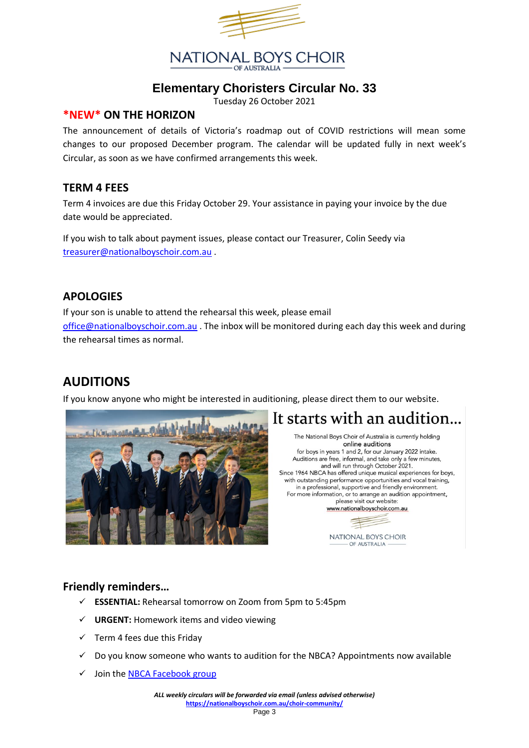NATIONAL BOYS CHOIR
OF AUSTRALIA

# Elementary Choristers Circular No. 33

Tuesday 26 October 2021

## *NEW* ON THE HORIZON

The announcement of details of Victoria's roadmap out of COVID restrictions will mean some changes to our proposed December program. The calendar will be updated fully in next week's Circular, as soon as we have confirmed arrangements this week.

## TERM 4 FEES

Term 4 invoices are due this Friday October 29. Your assistance in paying your invoice by the due date would be appreciated.

If you wish to talk about payment issues, please contact our Treasurer, Colin Seedy via [treasurer@nationalboyschoir.com.au](mailto:treasurer@nationalboyschoir.com.au) .

## APOLOGIES

If your son is unable to attend the rehearsal this week, please email [office@nationalboyschoir.com.au](mailto:office@nationalboyschoir.com.au) . The inbox will be monitored during each day this week and during the rehearsal times as normal.

## AUDITIONS

If you know anyone who might be interested in auditioning, please direct them to our website.

### It starts with an audition…

The National Boys Choir of Australia is currently holding online auditions for boys in years 1 and 2, for our January 2022 intake. Auditions are free, informal, and take only a few minutes, and will run through October 2021.
Since 1964 NBCA has offered unique musical experiences for boys, with outstanding performance opportunities and vocal training, in a professional, supportive and friendly environment.
For more information, or to arrange an audition appointment, please visit our website:
www.nationalboyschoir.com.au

NATIONAL BOYS CHOIR
OF AUSTRALIA

## Friendly reminders…

- ✓ **ESSENTIAL:** Rehearsal tomorrow on Zoom from 5pm to 5:45pm
- ✓ **URGENT:** Homework items and video viewing
- ✓ Term 4 fees due this Friday
- ✓ Do you know someone who wants to audition for the NBCA? Appointments now available
- ✓ Join the NBCA Facebook group

***ALL weekly circulars will be forwarded via email (unless advised otherwise)***
**https://nationalboyschoir.com.au/choir-community/**